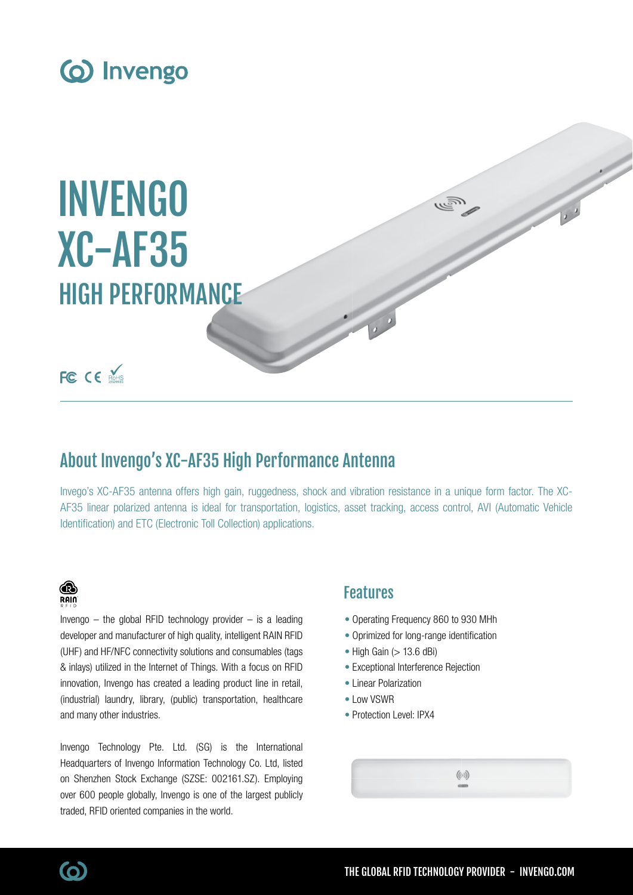Invengo

# INVENGO XC-AF35

## HIGH PERFORMANCE

FC CE RoHS

## About Invengo's XC-AF35 High Performance Antenna

Invego's XC-AF35 antenna offers high gain, ruggedness, shock and vibration resistance in a unique form factor. The XC-AF35 linear polarized antenna is ideal for transportation, logistics, asset tracking, access control, AVI (Automatic Vehicle Identification) and ETC (Electronic Toll Collection) applications.

RAIN RFID

Invengo – the global RFID technology provider – is a leading developer and manufacturer of high quality, intelligent RAIN RFID (UHF) and HF/NFC connectivity solutions and consumables (tags & inlays) utilized in the Internet of Things. With a focus on RFID innovation, Invengo has created a leading product line in retail, (industrial) laundry, library, (public) transportation, healthcare and many other industries.

Invengo Technology Pte. Ltd. (SG) is the International Headquarters of Invengo Information Technology Co. Ltd, listed on Shenzhen Stock Exchange (SZSE: 002161.SZ). Employing over 600 people globally, Invengo is one of the largest publicly traded, RFID oriented companies in the world.

## Features

- Operating Frequency 860 to 930 MHh
- Oprimized for long-range identification
- High Gain (> 13.6 dBi)
- Exceptional Interference Rejection
- Linear Polarization
- Low VSWR
- Protection Level: IPX4

THE GLOBAL RFID TECHNOLOGY PROVIDER - INVENGO.COM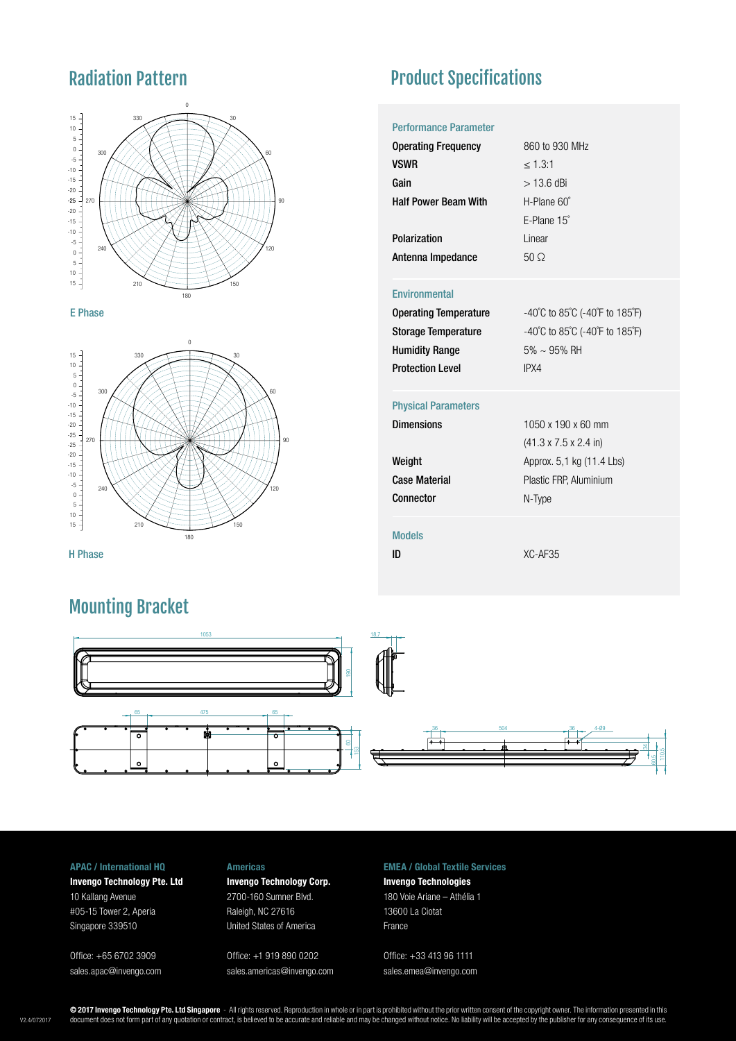## Radiation Pattern

0
30
60
90
120
150
180
210
240
270
300
330

15
10
5
0
-5
-10
-15
-20
-25
-20
-15
-10
-5
0
5
10
15

E Phase

0
30
60
90
120
150
180
210
240
270
300
330

15
10
5
0
-5
-10
-15
-20
-25
-25
-20
-15
-10
-5
0
5
10
15

H Phase

## Product Specifications

### Performance Parameter

| | |
|---|---|
| **Operating Frequency** | 860 to 930 MHz |
| **VSWR** | ≤ 1.3:1 |
| **Gain** | > 13.6 dBi |
| **Half Power Beam With** | H-Plane 60˚<br>E-Plane 15˚ |
| **Polarization** | Linear |
| **Antenna Impedance** | 50 Ω |

### Environmental

| | |
|---|---|
| **Operating Temperature** | -40˚C to 85˚C (-40˚F to 185˚F) |
| **Storage Temperature** | -40˚C to 85˚C (-40˚F to 185˚F) |
| **Humidity Range** | 5% ~ 95% RH |
| **Protection Level** | IPX4 |

### Physical Parameters

| | |
|---|---|
| **Dimensions** | 1050 x 190 x 60 mm<br>(41.3 x 7.5 x 2.4 in) |
| **Weight** | Approx. 5,1 kg (11.4 Lbs) |
| **Case Material** | Plastic FRP, Aluminium |
| **Connector** | N-Type |

### Models

| | |
|---|---|
| **ID** | XC-AF35 |

## Mounting Bracket

1053
190
18.7
65
475
65
60
153
36
504
36
4-Ø9
34
60.5
110.5

**APAC / International HQ**
**Invengo Technology Pte. Ltd**
10 Kallang Avenue
#05-15 Tower 2, Aperia
Singapore 339510

Office: +65 6702 3909
sales.apac@invengo.com

**Americas**
**Invengo Technology Corp.**
2700-160 Sumner Blvd.
Raleigh, NC 27616
United States of America

Office: +1 919 890 0202
sales.americas@invengo.com

**EMEA / Global Textile Services**
**Invengo Technologies**
180 Voie Ariane – Athélia 1
13600 La Ciotat
France

Office: +33 413 96 1111
sales.emea@invengo.com

V2.4/072017

**© 2017 Invengo Technology Pte. Ltd Singapore** - All rights reserved. Reproduction in whole or in part is prohibited without the prior written consent of the copyright owner. The information presented in this document does not form part of any quotation or contract, is believed to be accurate and reliable and may be changed without notice. No liability will be accepted by the publisher for any consequence of its use.